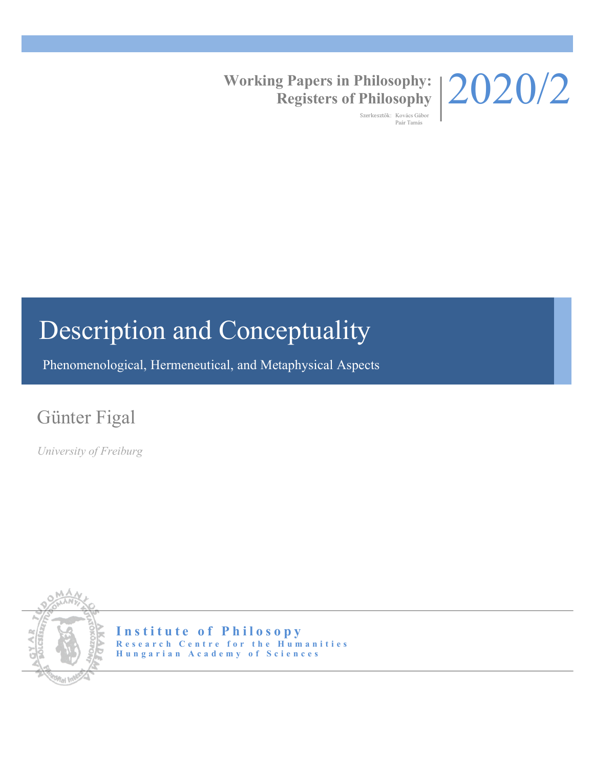**Working Papers in Philosophy: Registers of Philosophy**

Szerkesztők: Kovács Gábor
Paár Tamás

2020/2

# Description and Conceptuality

Phenomenological, Hermeneutical, and Metaphysical Aspects

Günter Figal

*University of Freiburg*

**Institute of Philosopy**
**Research Centre for the Humanities**
**Hungarian Academy of Sciences**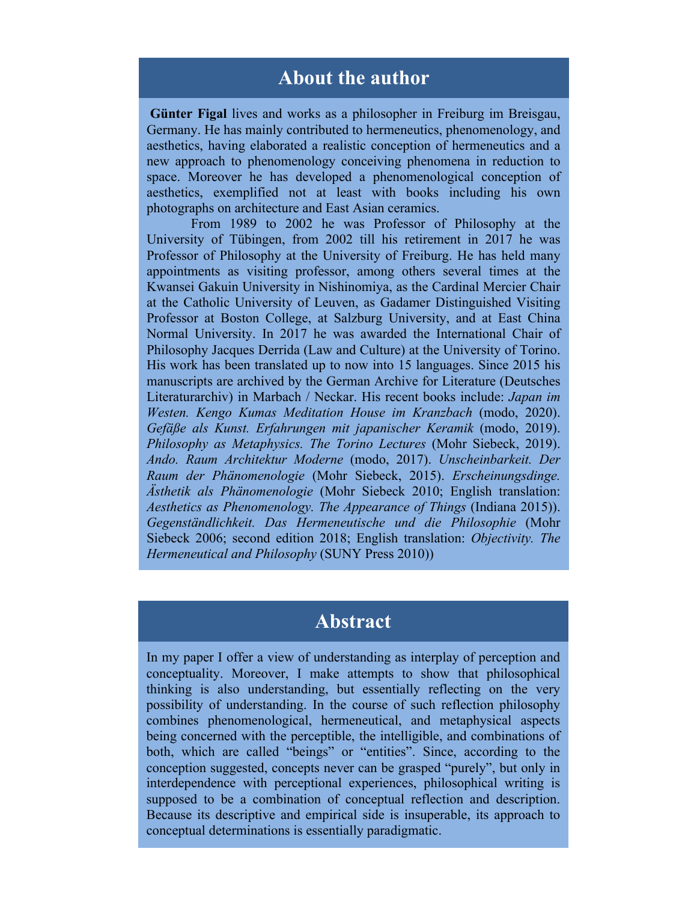## About the author

**Günter Figal** lives and works as a philosopher in Freiburg im Breisgau, Germany. He has mainly contributed to hermeneutics, phenomenology, and aesthetics, having elaborated a realistic conception of hermeneutics and a new approach to phenomenology conceiving phenomena in reduction to space. Moreover he has developed a phenomenological conception of aesthetics, exemplified not at least with books including his own photographs on architecture and East Asian ceramics.

From 1989 to 2002 he was Professor of Philosophy at the University of Tübingen, from 2002 till his retirement in 2017 he was Professor of Philosophy at the University of Freiburg. He has held many appointments as visiting professor, among others several times at the Kwansei Gakuin University in Nishinomiya, as the Cardinal Mercier Chair at the Catholic University of Leuven, as Gadamer Distinguished Visiting Professor at Boston College, at Salzburg University, and at East China Normal University. In 2017 he was awarded the International Chair of Philosophy Jacques Derrida (Law and Culture) at the University of Torino. His work has been translated up to now into 15 languages. Since 2015 his manuscripts are archived by the German Archive for Literature (Deutsches Literaturarchiv) in Marbach / Neckar. His recent books include: *Japan im Westen. Kengo Kumas Meditation House im Kranzbach* (modo, 2020). *Gefäße als Kunst. Erfahrungen mit japanischer Keramik* (modo, 2019). *Philosophy as Metaphysics. The Torino Lectures* (Mohr Siebeck, 2019). *Ando. Raum Architektur Moderne* (modo, 2017). *Unscheinbarkeit. Der Raum der Phänomenologie* (Mohr Siebeck, 2015). *Erscheinungsdinge. Ästhetik als Phänomenologie* (Mohr Siebeck 2010; English translation: *Aesthetics as Phenomenology. The Appearance of Things* (Indiana 2015)). *Gegenständlichkeit. Das Hermeneutische und die Philosophie* (Mohr Siebeck 2006; second edition 2018; English translation: *Objectivity. The Hermeneutical and Philosophy* (SUNY Press 2010))

## Abstract

In my paper I offer a view of understanding as interplay of perception and conceptuality. Moreover, I make attempts to show that philosophical thinking is also understanding, but essentially reflecting on the very possibility of understanding. In the course of such reflection philosophy combines phenomenological, hermeneutical, and metaphysical aspects being concerned with the perceptible, the intelligible, and combinations of both, which are called "beings" or "entities". Since, according to the conception suggested, concepts never can be grasped "purely", but only in interdependence with perceptional experiences, philosophical writing is supposed to be a combination of conceptual reflection and description. Because its descriptive and empirical side is insuperable, its approach to conceptual determinations is essentially paradigmatic.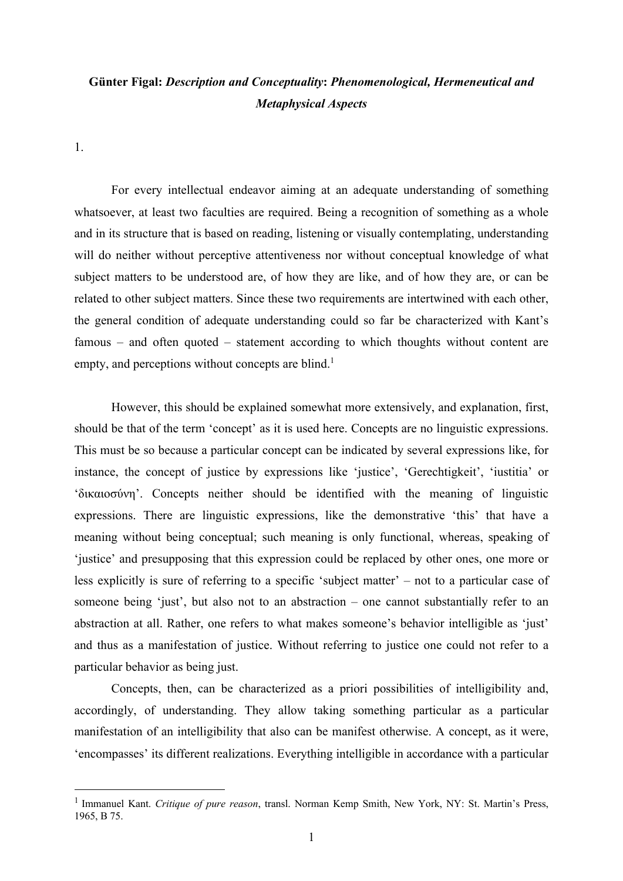**Günter Figal: *Description and Conceptuality*: *Phenomenological, Hermeneutical and Metaphysical Aspects***

1.

For every intellectual endeavor aiming at an adequate understanding of something whatsoever, at least two faculties are required. Being a recognition of something as a whole and in its structure that is based on reading, listening or visually contemplating, understanding will do neither without perceptive attentiveness nor without conceptual knowledge of what subject matters to be understood are, of how they are like, and of how they are, or can be related to other subject matters. Since these two requirements are intertwined with each other, the general condition of adequate understanding could so far be characterized with Kant's famous – and often quoted – statement according to which thoughts without content are empty, and perceptions without concepts are blind.[1]

However, this should be explained somewhat more extensively, and explanation, first, should be that of the term 'concept' as it is used here. Concepts are no linguistic expressions. This must be so because a particular concept can be indicated by several expressions like, for instance, the concept of justice by expressions like 'justice', 'Gerechtigkeit', 'iustitia' or 'δικαιοσύνη'. Concepts neither should be identified with the meaning of linguistic expressions. There are linguistic expressions, like the demonstrative 'this' that have a meaning without being conceptual; such meaning is only functional, whereas, speaking of 'justice' and presupposing that this expression could be replaced by other ones, one more or less explicitly is sure of referring to a specific 'subject matter' – not to a particular case of someone being 'just', but also not to an abstraction – one cannot substantially refer to an abstraction at all. Rather, one refers to what makes someone's behavior intelligible as 'just' and thus as a manifestation of justice. Without referring to justice one could not refer to a particular behavior as being just.

Concepts, then, can be characterized as a priori possibilities of intelligibility and, accordingly, of understanding. They allow taking something particular as a particular manifestation of an intelligibility that also can be manifest otherwise. A concept, as it were, 'encompasses' its different realizations. Everything intelligible in accordance with a particular

---

[1] Immanuel Kant. *Critique of pure reason*, transl. Norman Kemp Smith, New York, NY: St. Martin's Press, 1965, B 75.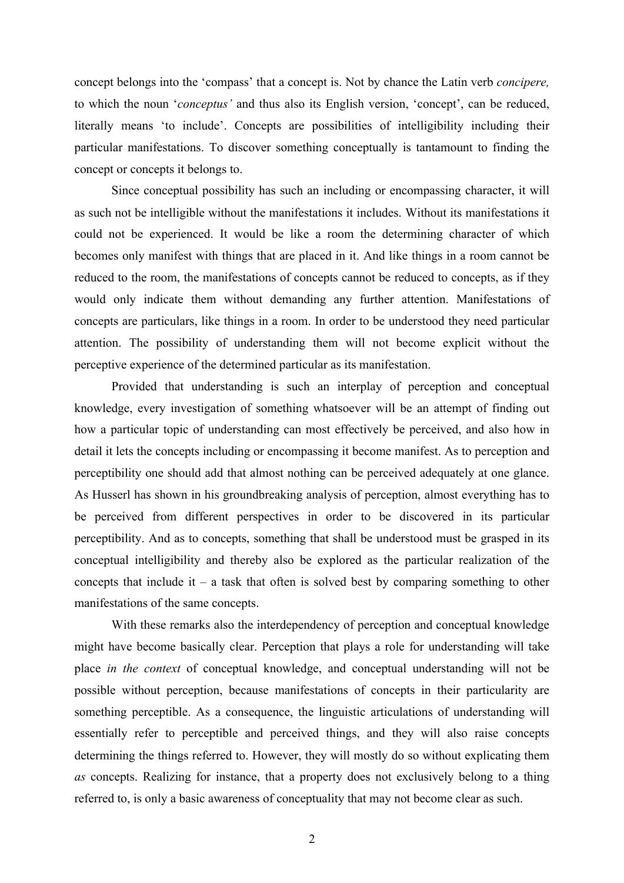concept belongs into the 'compass' that a concept is. Not by chance the Latin verb *concipere,* to which the noun '*conceptus'* and thus also its English version, 'concept', can be reduced, literally means 'to include'. Concepts are possibilities of intelligibility including their particular manifestations. To discover something conceptually is tantamount to finding the concept or concepts it belongs to.

Since conceptual possibility has such an including or encompassing character, it will as such not be intelligible without the manifestations it includes. Without its manifestations it could not be experienced. It would be like a room the determining character of which becomes only manifest with things that are placed in it. And like things in a room cannot be reduced to the room, the manifestations of concepts cannot be reduced to concepts, as if they would only indicate them without demanding any further attention. Manifestations of concepts are particulars, like things in a room. In order to be understood they need particular attention. The possibility of understanding them will not become explicit without the perceptive experience of the determined particular as its manifestation.

Provided that understanding is such an interplay of perception and conceptual knowledge, every investigation of something whatsoever will be an attempt of finding out how a particular topic of understanding can most effectively be perceived, and also how in detail it lets the concepts including or encompassing it become manifest. As to perception and perceptibility one should add that almost nothing can be perceived adequately at one glance. As Husserl has shown in his groundbreaking analysis of perception, almost everything has to be perceived from different perspectives in order to be discovered in its particular perceptibility. And as to concepts, something that shall be understood must be grasped in its conceptual intelligibility and thereby also be explored as the particular realization of the concepts that include it – a task that often is solved best by comparing something to other manifestations of the same concepts.

With these remarks also the interdependency of perception and conceptual knowledge might have become basically clear. Perception that plays a role for understanding will take place *in the context* of conceptual knowledge, and conceptual understanding will not be possible without perception, because manifestations of concepts in their particularity are something perceptible. As a consequence, the linguistic articulations of understanding will essentially refer to perceptible and perceived things, and they will also raise concepts determining the things referred to. However, they will mostly do so without explicating them *as* concepts. Realizing for instance, that a property does not exclusively belong to a thing referred to, is only a basic awareness of conceptuality that may not become clear as such.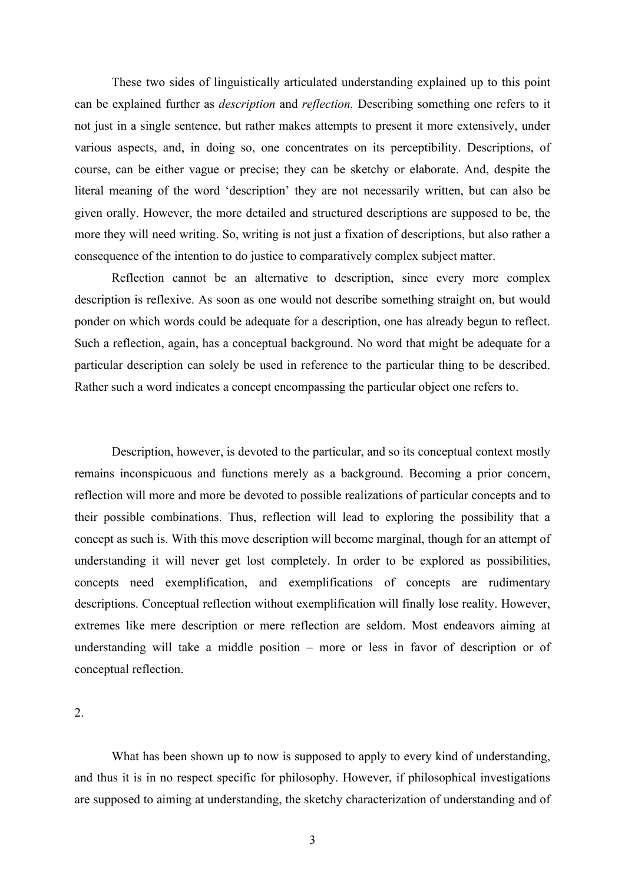These two sides of linguistically articulated understanding explained up to this point can be explained further as *description* and *reflection.* Describing something one refers to it not just in a single sentence, but rather makes attempts to present it more extensively, under various aspects, and, in doing so, one concentrates on its perceptibility. Descriptions, of course, can be either vague or precise; they can be sketchy or elaborate. And, despite the literal meaning of the word 'description' they are not necessarily written, but can also be given orally. However, the more detailed and structured descriptions are supposed to be, the more they will need writing. So, writing is not just a fixation of descriptions, but also rather a consequence of the intention to do justice to comparatively complex subject matter.

Reflection cannot be an alternative to description, since every more complex description is reflexive. As soon as one would not describe something straight on, but would ponder on which words could be adequate for a description, one has already begun to reflect. Such a reflection, again, has a conceptual background. No word that might be adequate for a particular description can solely be used in reference to the particular thing to be described. Rather such a word indicates a concept encompassing the particular object one refers to.

Description, however, is devoted to the particular, and so its conceptual context mostly remains inconspicuous and functions merely as a background. Becoming a prior concern, reflection will more and more be devoted to possible realizations of particular concepts and to their possible combinations. Thus, reflection will lead to exploring the possibility that a concept as such is. With this move description will become marginal, though for an attempt of understanding it will never get lost completely. In order to be explored as possibilities, concepts need exemplification, and exemplifications of concepts are rudimentary descriptions. Conceptual reflection without exemplification will finally lose reality. However, extremes like mere description or mere reflection are seldom. Most endeavors aiming at understanding will take a middle position – more or less in favor of description or of conceptual reflection.

2.

What has been shown up to now is supposed to apply to every kind of understanding, and thus it is in no respect specific for philosophy. However, if philosophical investigations are supposed to aiming at understanding, the sketchy characterization of understanding and of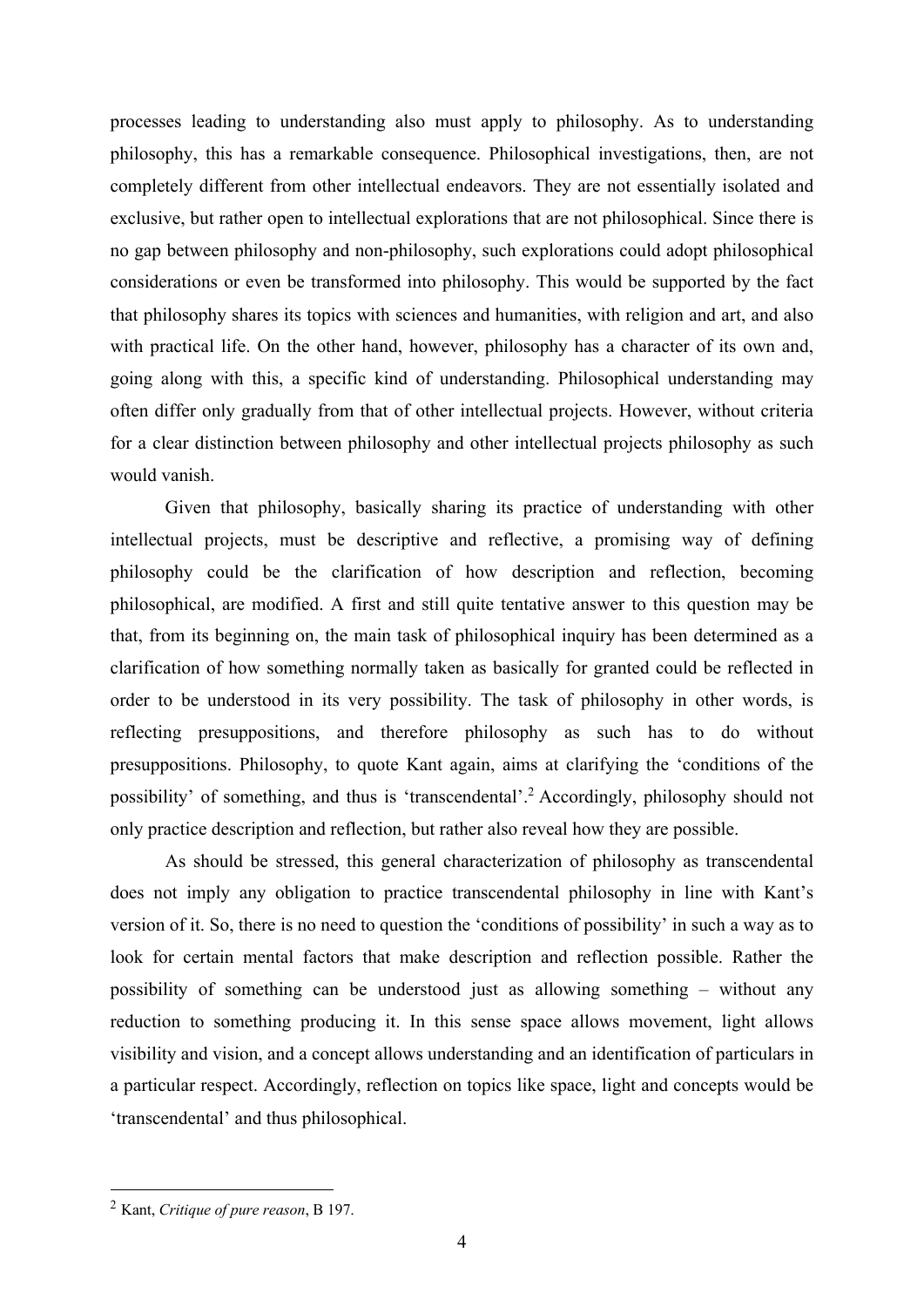processes leading to understanding also must apply to philosophy. As to understanding philosophy, this has a remarkable consequence. Philosophical investigations, then, are not completely different from other intellectual endeavors. They are not essentially isolated and exclusive, but rather open to intellectual explorations that are not philosophical. Since there is no gap between philosophy and non-philosophy, such explorations could adopt philosophical considerations or even be transformed into philosophy. This would be supported by the fact that philosophy shares its topics with sciences and humanities, with religion and art, and also with practical life. On the other hand, however, philosophy has a character of its own and, going along with this, a specific kind of understanding. Philosophical understanding may often differ only gradually from that of other intellectual projects. However, without criteria for a clear distinction between philosophy and other intellectual projects philosophy as such would vanish.

Given that philosophy, basically sharing its practice of understanding with other intellectual projects, must be descriptive and reflective, a promising way of defining philosophy could be the clarification of how description and reflection, becoming philosophical, are modified. A first and still quite tentative answer to this question may be that, from its beginning on, the main task of philosophical inquiry has been determined as a clarification of how something normally taken as basically for granted could be reflected in order to be understood in its very possibility. The task of philosophy in other words, is reflecting presuppositions, and therefore philosophy as such has to do without presuppositions. Philosophy, to quote Kant again, aims at clarifying the 'conditions of the possibility' of something, and thus is 'transcendental'.[2] Accordingly, philosophy should not only practice description and reflection, but rather also reveal how they are possible.

As should be stressed, this general characterization of philosophy as transcendental does not imply any obligation to practice transcendental philosophy in line with Kant's version of it. So, there is no need to question the 'conditions of possibility' in such a way as to look for certain mental factors that make description and reflection possible. Rather the possibility of something can be understood just as allowing something – without any reduction to something producing it. In this sense space allows movement, light allows visibility and vision, and a concept allows understanding and an identification of particulars in a particular respect. Accordingly, reflection on topics like space, light and concepts would be 'transcendental' and thus philosophical.

---

[2] Kant, *Critique of pure reason*, B 197.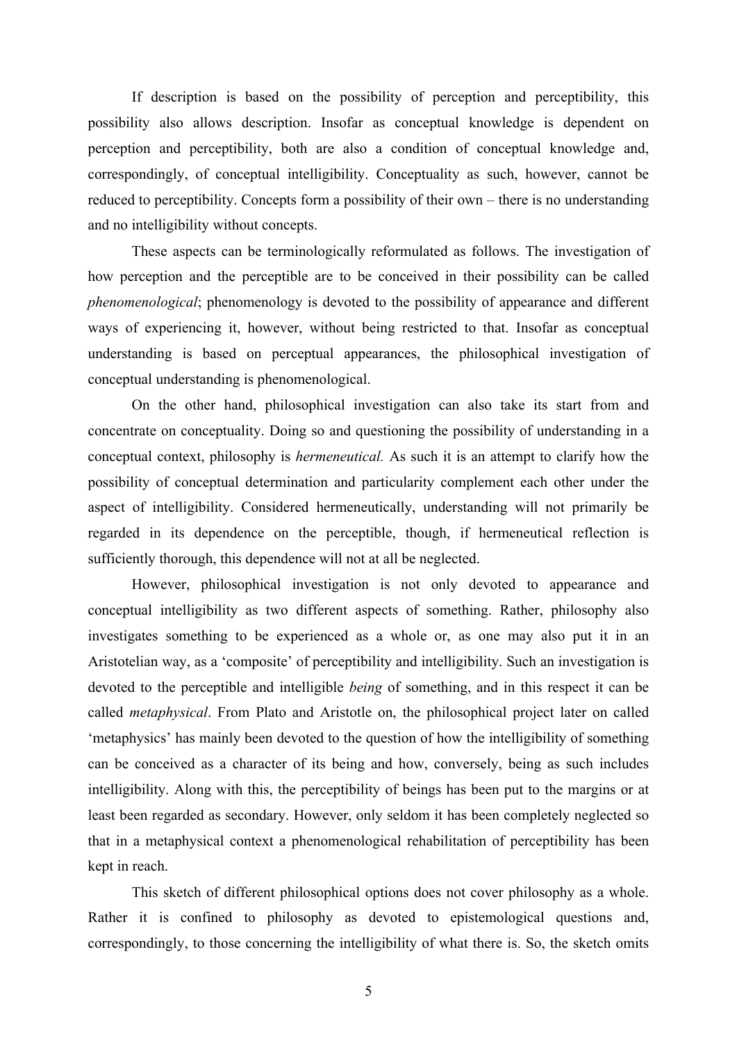If description is based on the possibility of perception and perceptibility, this possibility also allows description. Insofar as conceptual knowledge is dependent on perception and perceptibility, both are also a condition of conceptual knowledge and, correspondingly, of conceptual intelligibility. Conceptuality as such, however, cannot be reduced to perceptibility. Concepts form a possibility of their own – there is no understanding and no intelligibility without concepts.

These aspects can be terminologically reformulated as follows. The investigation of how perception and the perceptible are to be conceived in their possibility can be called *phenomenological*; phenomenology is devoted to the possibility of appearance and different ways of experiencing it, however, without being restricted to that. Insofar as conceptual understanding is based on perceptual appearances, the philosophical investigation of conceptual understanding is phenomenological.

On the other hand, philosophical investigation can also take its start from and concentrate on conceptuality. Doing so and questioning the possibility of understanding in a conceptual context, philosophy is *hermeneutical.* As such it is an attempt to clarify how the possibility of conceptual determination and particularity complement each other under the aspect of intelligibility. Considered hermeneutically, understanding will not primarily be regarded in its dependence on the perceptible, though, if hermeneutical reflection is sufficiently thorough, this dependence will not at all be neglected.

However, philosophical investigation is not only devoted to appearance and conceptual intelligibility as two different aspects of something. Rather, philosophy also investigates something to be experienced as a whole or, as one may also put it in an Aristotelian way, as a 'composite' of perceptibility and intelligibility. Such an investigation is devoted to the perceptible and intelligible *being* of something, and in this respect it can be called *metaphysical*. From Plato and Aristotle on, the philosophical project later on called 'metaphysics' has mainly been devoted to the question of how the intelligibility of something can be conceived as a character of its being and how, conversely, being as such includes intelligibility. Along with this, the perceptibility of beings has been put to the margins or at least been regarded as secondary. However, only seldom it has been completely neglected so that in a metaphysical context a phenomenological rehabilitation of perceptibility has been kept in reach.

This sketch of different philosophical options does not cover philosophy as a whole. Rather it is confined to philosophy as devoted to epistemological questions and, correspondingly, to those concerning the intelligibility of what there is. So, the sketch omits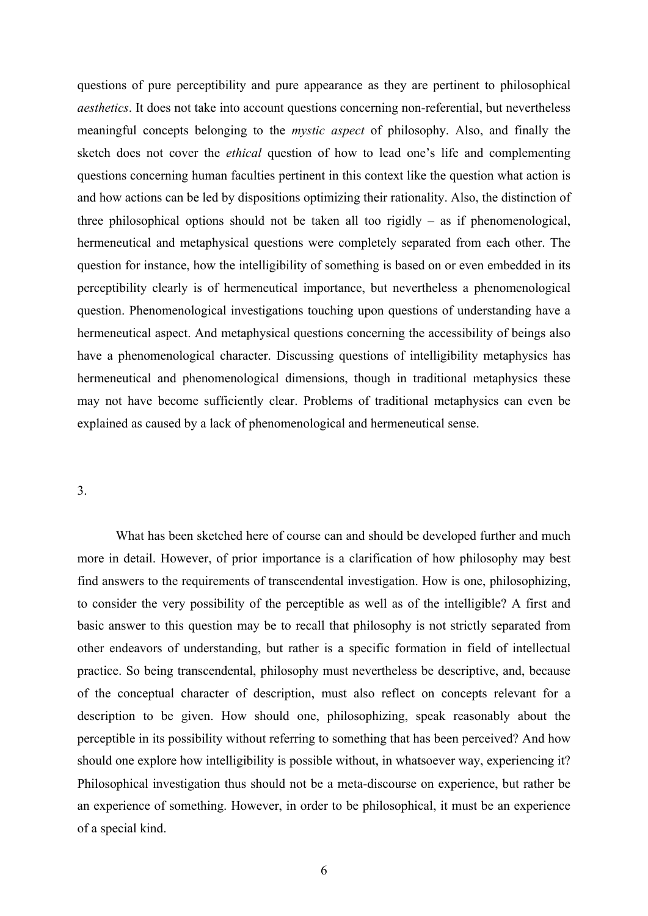questions of pure perceptibility and pure appearance as they are pertinent to philosophical *aesthetics*. It does not take into account questions concerning non-referential, but nevertheless meaningful concepts belonging to the *mystic aspect* of philosophy. Also, and finally the sketch does not cover the *ethical* question of how to lead one's life and complementing questions concerning human faculties pertinent in this context like the question what action is and how actions can be led by dispositions optimizing their rationality. Also, the distinction of three philosophical options should not be taken all too rigidly – as if phenomenological, hermeneutical and metaphysical questions were completely separated from each other. The question for instance, how the intelligibility of something is based on or even embedded in its perceptibility clearly is of hermeneutical importance, but nevertheless a phenomenological question. Phenomenological investigations touching upon questions of understanding have a hermeneutical aspect. And metaphysical questions concerning the accessibility of beings also have a phenomenological character. Discussing questions of intelligibility metaphysics has hermeneutical and phenomenological dimensions, though in traditional metaphysics these may not have become sufficiently clear. Problems of traditional metaphysics can even be explained as caused by a lack of phenomenological and hermeneutical sense.

3.

What has been sketched here of course can and should be developed further and much more in detail. However, of prior importance is a clarification of how philosophy may best find answers to the requirements of transcendental investigation. How is one, philosophizing, to consider the very possibility of the perceptible as well as of the intelligible? A first and basic answer to this question may be to recall that philosophy is not strictly separated from other endeavors of understanding, but rather is a specific formation in field of intellectual practice. So being transcendental, philosophy must nevertheless be descriptive, and, because of the conceptual character of description, must also reflect on concepts relevant for a description to be given. How should one, philosophizing, speak reasonably about the perceptible in its possibility without referring to something that has been perceived? And how should one explore how intelligibility is possible without, in whatsoever way, experiencing it? Philosophical investigation thus should not be a meta-discourse on experience, but rather be an experience of something. However, in order to be philosophical, it must be an experience of a special kind.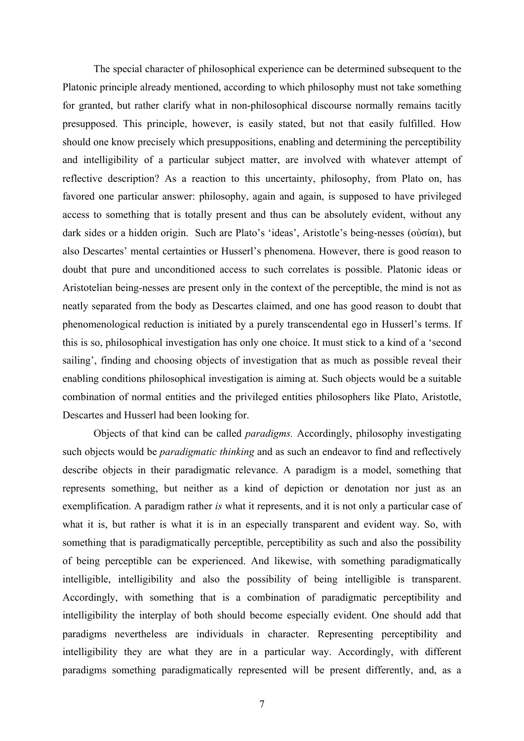The special character of philosophical experience can be determined subsequent to the Platonic principle already mentioned, according to which philosophy must not take something for granted, but rather clarify what in non-philosophical discourse normally remains tacitly presupposed. This principle, however, is easily stated, but not that easily fulfilled. How should one know precisely which presuppositions, enabling and determining the perceptibility and intelligibility of a particular subject matter, are involved with whatever attempt of reflective description? As a reaction to this uncertainty, philosophy, from Plato on, has favored one particular answer: philosophy, again and again, is supposed to have privileged access to something that is totally present and thus can be absolutely evident, without any dark sides or a hidden origin. Such are Plato's 'ideas', Aristotle's being-nesses (οὐσίαι), but also Descartes' mental certainties or Husserl's phenomena. However, there is good reason to doubt that pure and unconditioned access to such correlates is possible. Platonic ideas or Aristotelian being-nesses are present only in the context of the perceptible, the mind is not as neatly separated from the body as Descartes claimed, and one has good reason to doubt that phenomenological reduction is initiated by a purely transcendental ego in Husserl's terms. If this is so, philosophical investigation has only one choice. It must stick to a kind of a 'second sailing', finding and choosing objects of investigation that as much as possible reveal their enabling conditions philosophical investigation is aiming at. Such objects would be a suitable combination of normal entities and the privileged entities philosophers like Plato, Aristotle, Descartes and Husserl had been looking for.

Objects of that kind can be called *paradigms.* Accordingly, philosophy investigating such objects would be *paradigmatic thinking* and as such an endeavor to find and reflectively describe objects in their paradigmatic relevance. A paradigm is a model, something that represents something, but neither as a kind of depiction or denotation nor just as an exemplification. A paradigm rather *is* what it represents, and it is not only a particular case of what it is, but rather is what it is in an especially transparent and evident way. So, with something that is paradigmatically perceptible, perceptibility as such and also the possibility of being perceptible can be experienced. And likewise, with something paradigmatically intelligible, intelligibility and also the possibility of being intelligible is transparent. Accordingly, with something that is a combination of paradigmatic perceptibility and intelligibility the interplay of both should become especially evident. One should add that paradigms nevertheless are individuals in character. Representing perceptibility and intelligibility they are what they are in a particular way. Accordingly, with different paradigms something paradigmatically represented will be present differently, and, as a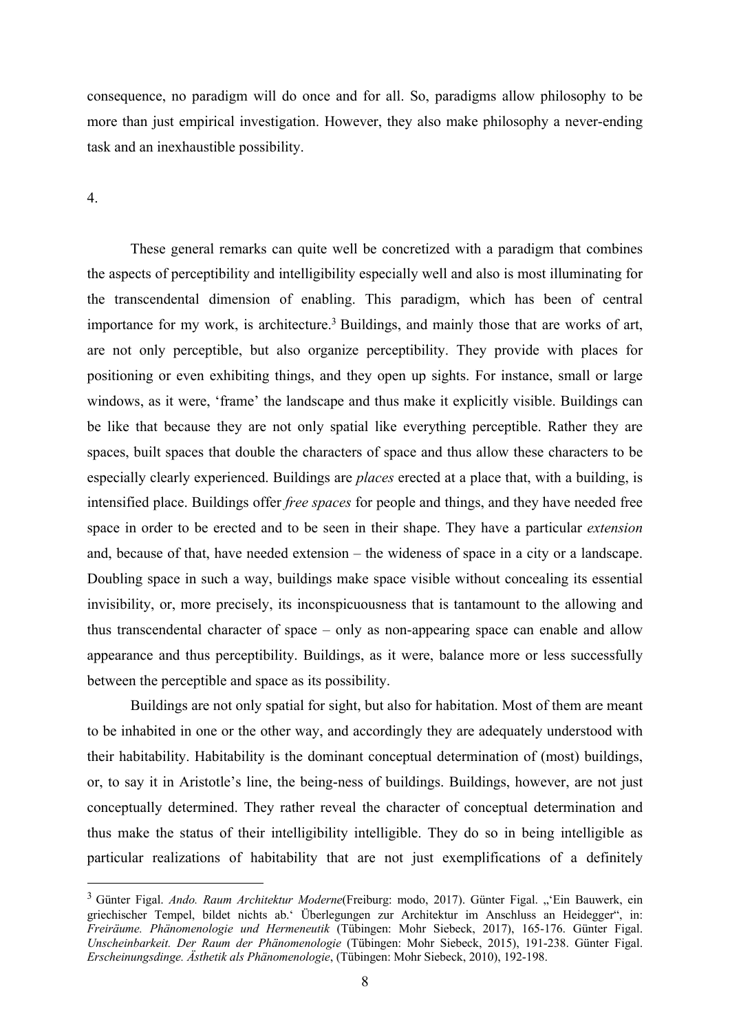consequence, no paradigm will do once and for all. So, paradigms allow philosophy to be more than just empirical investigation. However, they also make philosophy a never-ending task and an inexhaustible possibility.

4.

These general remarks can quite well be concretized with a paradigm that combines the aspects of perceptibility and intelligibility especially well and also is most illuminating for the transcendental dimension of enabling. This paradigm, which has been of central importance for my work, is architecture.[3] Buildings, and mainly those that are works of art, are not only perceptible, but also organize perceptibility. They provide with places for positioning or even exhibiting things, and they open up sights. For instance, small or large windows, as it were, 'frame' the landscape and thus make it explicitly visible. Buildings can be like that because they are not only spatial like everything perceptible. Rather they are spaces, built spaces that double the characters of space and thus allow these characters to be especially clearly experienced. Buildings are *places* erected at a place that, with a building, is intensified place. Buildings offer *free spaces* for people and things, and they have needed free space in order to be erected and to be seen in their shape. They have a particular *extension* and, because of that, have needed extension – the wideness of space in a city or a landscape. Doubling space in such a way, buildings make space visible without concealing its essential invisibility, or, more precisely, its inconspicuousness that is tantamount to the allowing and thus transcendental character of space – only as non-appearing space can enable and allow appearance and thus perceptibility. Buildings, as it were, balance more or less successfully between the perceptible and space as its possibility.

Buildings are not only spatial for sight, but also for habitation. Most of them are meant to be inhabited in one or the other way, and accordingly they are adequately understood with their habitability. Habitability is the dominant conceptual determination of (most) buildings, or, to say it in Aristotle's line, the being-ness of buildings. Buildings, however, are not just conceptually determined. They rather reveal the character of conceptual determination and thus make the status of their intelligibility intelligible. They do so in being intelligible as particular realizations of habitability that are not just exemplifications of a definitely

[3] Günter Figal. *Ando. Raum Architektur Moderne*(Freiburg: modo, 2017). Günter Figal. „'Ein Bauwerk, ein griechischer Tempel, bildet nichts ab.' Überlegungen zur Architektur im Anschluss an Heidegger", in: *Freiräume. Phänomenologie und Hermeneutik* (Tübingen: Mohr Siebeck, 2017), 165-176. Günter Figal. *Unscheinbarkeit. Der Raum der Phänomenologie* (Tübingen: Mohr Siebeck, 2015), 191-238. Günter Figal. *Erscheinungsdinge. Ästhetik als Phänomenologie*, (Tübingen: Mohr Siebeck, 2010), 192-198.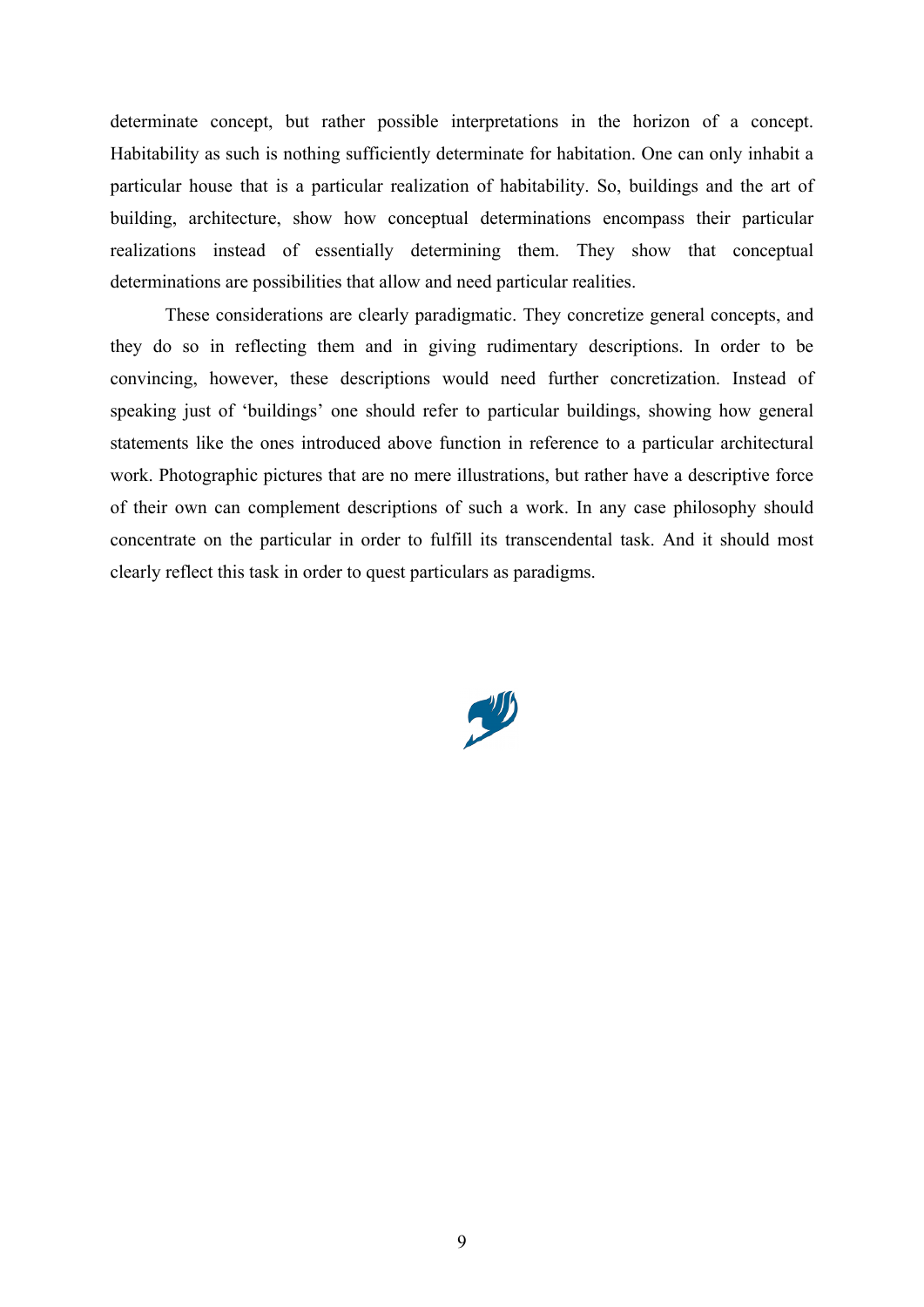determinate concept, but rather possible interpretations in the horizon of a concept. Habitability as such is nothing sufficiently determinate for habitation. One can only inhabit a particular house that is a particular realization of habitability. So, buildings and the art of building, architecture, show how conceptual determinations encompass their particular realizations instead of essentially determining them. They show that conceptual determinations are possibilities that allow and need particular realities.

These considerations are clearly paradigmatic. They concretize general concepts, and they do so in reflecting them and in giving rudimentary descriptions. In order to be convincing, however, these descriptions would need further concretization. Instead of speaking just of 'buildings' one should refer to particular buildings, showing how general statements like the ones introduced above function in reference to a particular architectural work. Photographic pictures that are no mere illustrations, but rather have a descriptive force of their own can complement descriptions of such a work. In any case philosophy should concentrate on the particular in order to fulfill its transcendental task. And it should most clearly reflect this task in order to quest particulars as paradigms.